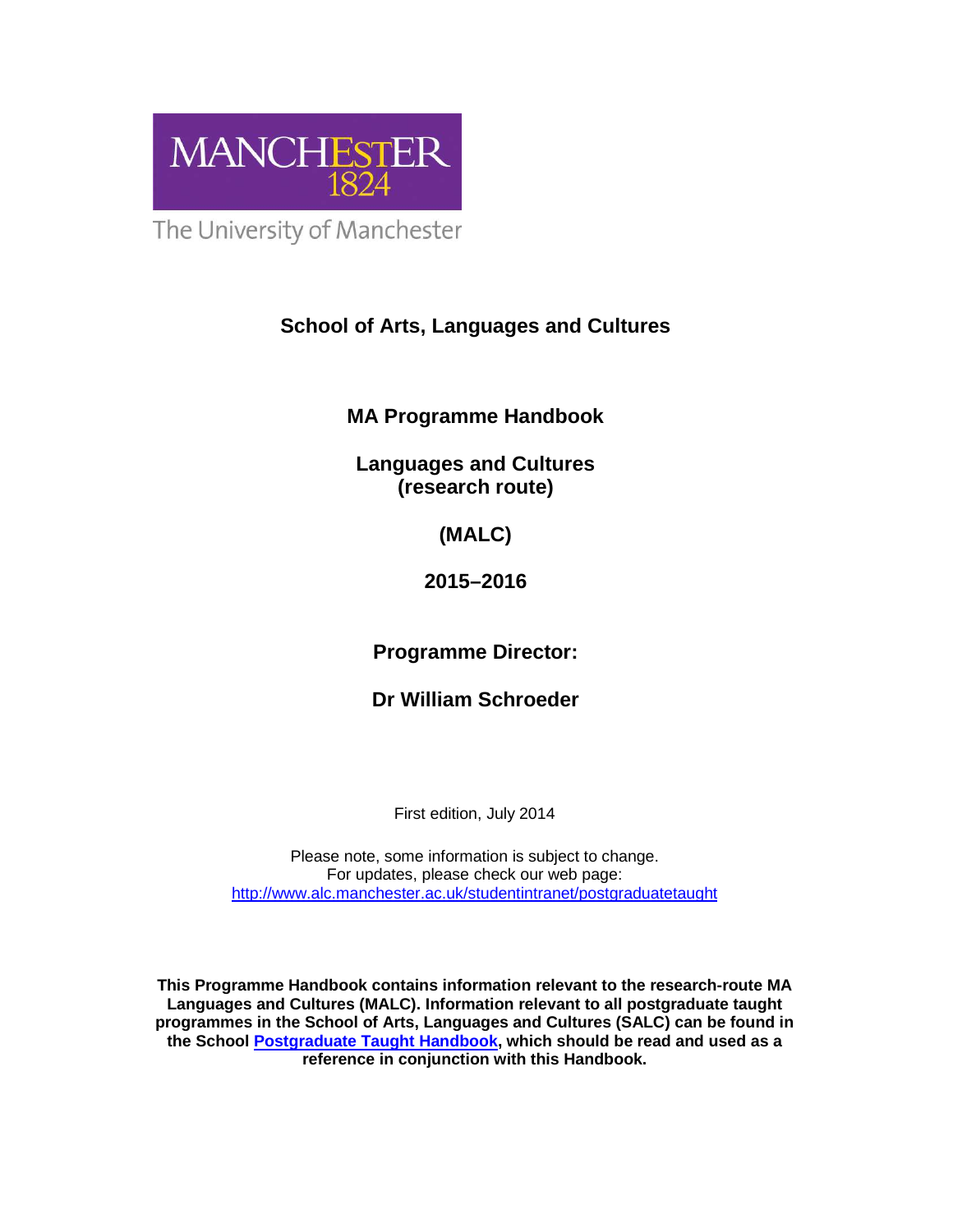MANCHESTER 1824

The University of Manchester

# School of Arts, Languages and Cultures

## MA Programme Handbook

## Languages and Cultures (research route)

## (MALC)

## 2015–2016

## Programme Director:

## Dr William Schroeder

First edition, July 2014

Please note, some information is subject to change.
For updates, please check our web page:
[http://www.alc.manchester.ac.uk/studentintranet/postgraduatetaught](http://www.alc.manchester.ac.uk/studentintranet/postgraduatetaught)

**This Programme Handbook contains information relevant to the research-route MA Languages and Cultures (MALC). Information relevant to all postgraduate taught programmes in the School of Arts, Languages and Cultures (SALC) can be found in the School [Postgraduate Taught Handbook](), which should be read and used as a reference in conjunction with this Handbook.**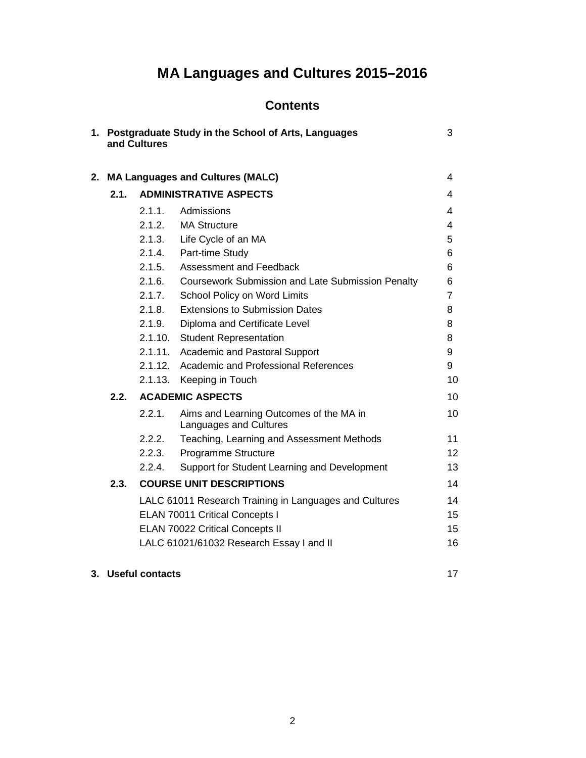# MA Languages and Cultures 2015–2016

## Contents

| | | | | |
|---|---|---|---|---|
| **1.** | **Postgraduate Study in the School of Arts, Languages and Cultures** | | | 3 |
| **2.** | **MA Languages and Cultures (MALC)** | | | 4 |
| | **2.1.** | **ADMINISTRATIVE ASPECTS** | | 4 |
| | | 2.1.1. | Admissions | 4 |
| | | 2.1.2. | MA Structure | 4 |
| | | 2.1.3. | Life Cycle of an MA | 5 |
| | | 2.1.4. | Part-time Study | 6 |
| | | 2.1.5. | Assessment and Feedback | 6 |
| | | 2.1.6. | Coursework Submission and Late Submission Penalty | 6 |
| | | 2.1.7. | School Policy on Word Limits | 7 |
| | | 2.1.8. | Extensions to Submission Dates | 8 |
| | | 2.1.9. | Diploma and Certificate Level | 8 |
| | | 2.1.10. | Student Representation | 8 |
| | | 2.1.11. | Academic and Pastoral Support | 9 |
| | | 2.1.12. | Academic and Professional References | 9 |
| | | 2.1.13. | Keeping in Touch | 10 |
| | **2.2.** | **ACADEMIC ASPECTS** | | 10 |
| | | 2.2.1. | Aims and Learning Outcomes of the MA in Languages and Cultures | 10 |
| | | 2.2.2. | Teaching, Learning and Assessment Methods | 11 |
| | | 2.2.3. | Programme Structure | 12 |
| | | 2.2.4. | Support for Student Learning and Development | 13 |
| | **2.3.** | **COURSE UNIT DESCRIPTIONS** | | 14 |
| | | LALC 61011 Research Training in Languages and Cultures | | 14 |
| | | ELAN 70011 Critical Concepts I | | 15 |
| | | ELAN 70022 Critical Concepts II | | 15 |
| | | LALC 61021/61032 Research Essay I and II | | 16 |
| **3.** | **Useful contacts** | | | 17 |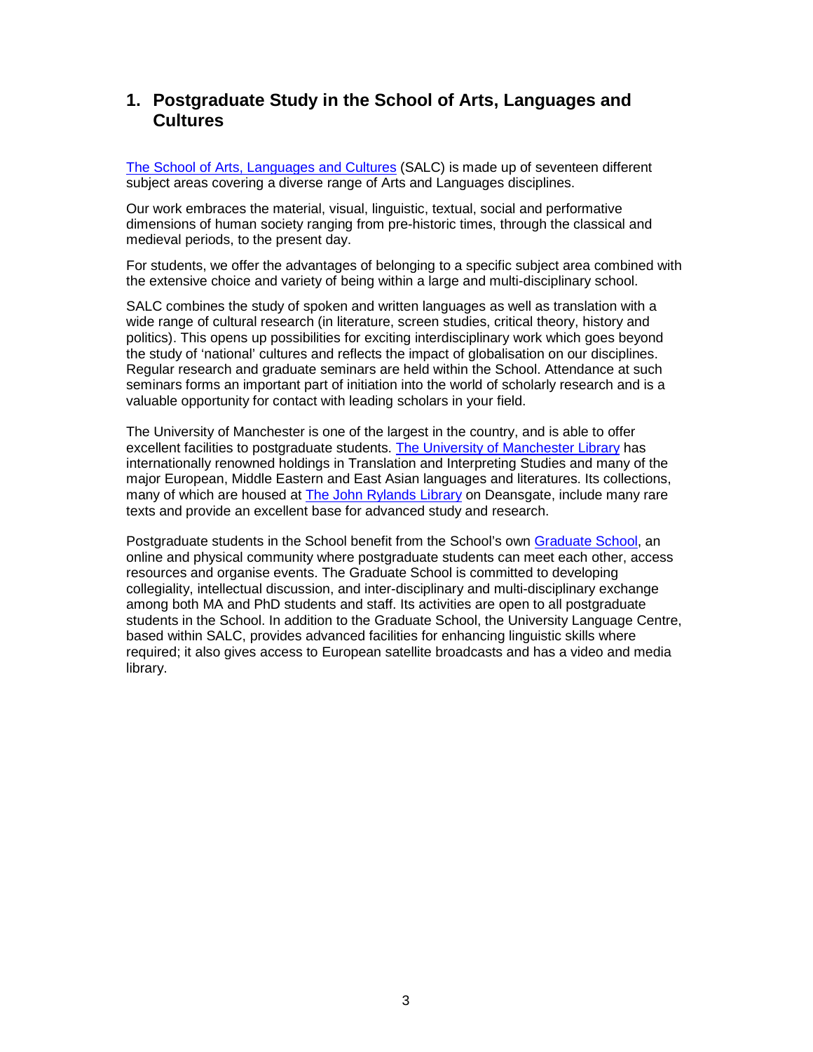## 1. Postgraduate Study in the School of Arts, Languages and Cultures

The School of Arts, Languages and Cultures (SALC) is made up of seventeen different subject areas covering a diverse range of Arts and Languages disciplines.

Our work embraces the material, visual, linguistic, textual, social and performative dimensions of human society ranging from pre-historic times, through the classical and medieval periods, to the present day.

For students, we offer the advantages of belonging to a specific subject area combined with the extensive choice and variety of being within a large and multi-disciplinary school.

SALC combines the study of spoken and written languages as well as translation with a wide range of cultural research (in literature, screen studies, critical theory, history and politics). This opens up possibilities for exciting interdisciplinary work which goes beyond the study of 'national' cultures and reflects the impact of globalisation on our disciplines. Regular research and graduate seminars are held within the School. Attendance at such seminars forms an important part of initiation into the world of scholarly research and is a valuable opportunity for contact with leading scholars in your field.

The University of Manchester is one of the largest in the country, and is able to offer excellent facilities to postgraduate students. The University of Manchester Library has internationally renowned holdings in Translation and Interpreting Studies and many of the major European, Middle Eastern and East Asian languages and literatures. Its collections, many of which are housed at The John Rylands Library on Deansgate, include many rare texts and provide an excellent base for advanced study and research.

Postgraduate students in the School benefit from the School's own Graduate School, an online and physical community where postgraduate students can meet each other, access resources and organise events. The Graduate School is committed to developing collegiality, intellectual discussion, and inter-disciplinary and multi-disciplinary exchange among both MA and PhD students and staff. Its activities are open to all postgraduate students in the School. In addition to the Graduate School, the University Language Centre, based within SALC, provides advanced facilities for enhancing linguistic skills where required; it also gives access to European satellite broadcasts and has a video and media library.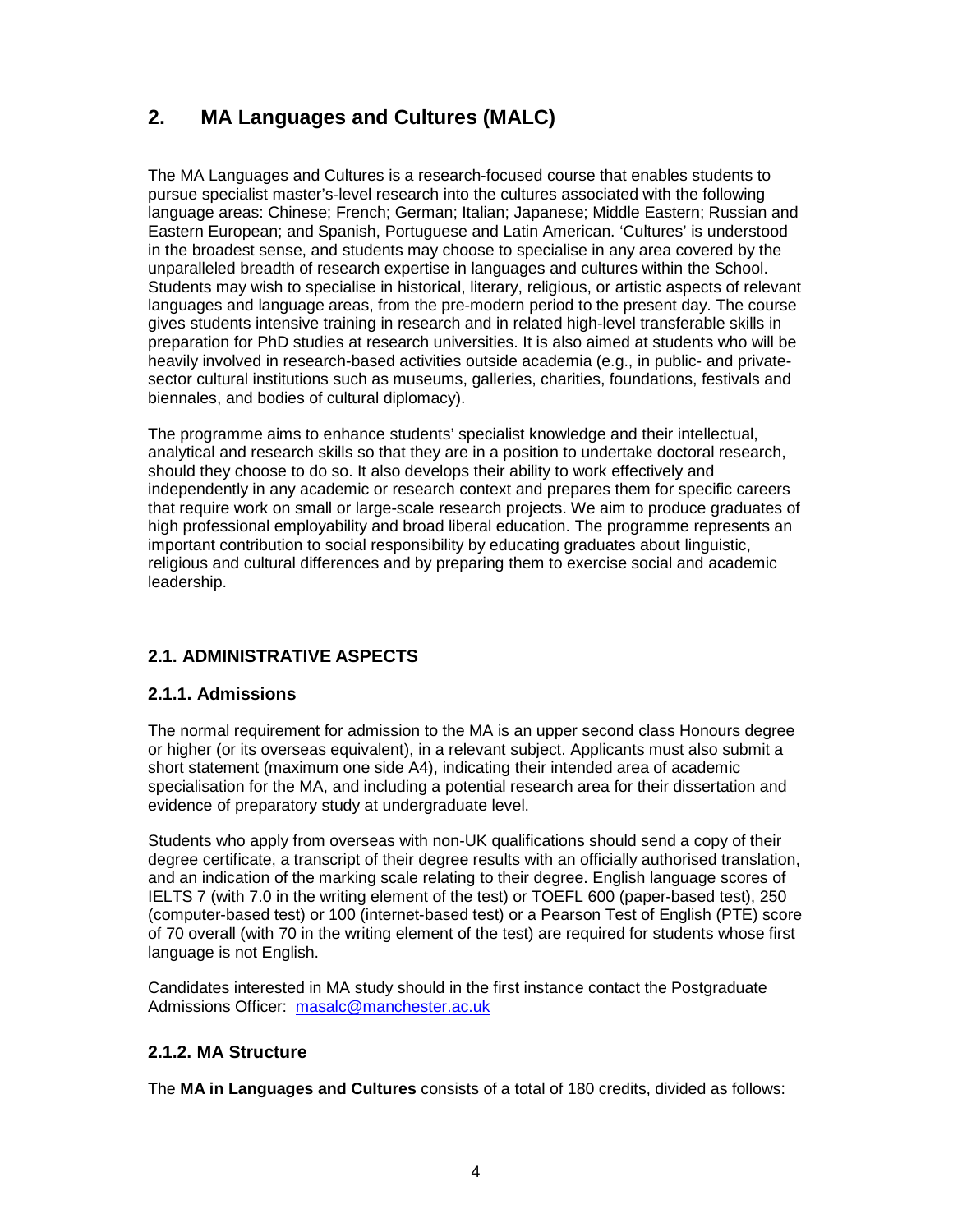## 2. MA Languages and Cultures (MALC)

The MA Languages and Cultures is a research-focused course that enables students to pursue specialist master's-level research into the cultures associated with the following language areas: Chinese; French; German; Italian; Japanese; Middle Eastern; Russian and Eastern European; and Spanish, Portuguese and Latin American. 'Cultures' is understood in the broadest sense, and students may choose to specialise in any area covered by the unparalleled breadth of research expertise in languages and cultures within the School. Students may wish to specialise in historical, literary, religious, or artistic aspects of relevant languages and language areas, from the pre-modern period to the present day. The course gives students intensive training in research and in related high-level transferable skills in preparation for PhD studies at research universities. It is also aimed at students who will be heavily involved in research-based activities outside academia (e.g., in public- and private-sector cultural institutions such as museums, galleries, charities, foundations, festivals and biennales, and bodies of cultural diplomacy).

The programme aims to enhance students' specialist knowledge and their intellectual, analytical and research skills so that they are in a position to undertake doctoral research, should they choose to do so. It also develops their ability to work effectively and independently in any academic or research context and prepares them for specific careers that require work on small or large-scale research projects. We aim to produce graduates of high professional employability and broad liberal education. The programme represents an important contribution to social responsibility by educating graduates about linguistic, religious and cultural differences and by preparing them to exercise social and academic leadership.

### 2.1. ADMINISTRATIVE ASPECTS

#### 2.1.1. Admissions

The normal requirement for admission to the MA is an upper second class Honours degree or higher (or its overseas equivalent), in a relevant subject. Applicants must also submit a short statement (maximum one side A4), indicating their intended area of academic specialisation for the MA, and including a potential research area for their dissertation and evidence of preparatory study at undergraduate level.

Students who apply from overseas with non-UK qualifications should send a copy of their degree certificate, a transcript of their degree results with an officially authorised translation, and an indication of the marking scale relating to their degree. English language scores of IELTS 7 (with 7.0 in the writing element of the test) or TOEFL 600 (paper-based test), 250 (computer-based test) or 100 (internet-based test) or a Pearson Test of English (PTE) score of 70 overall (with 70 in the writing element of the test) are required for students whose first language is not English.

Candidates interested in MA study should in the first instance contact the Postgraduate Admissions Officer: [masalc@manchester.ac.uk](mailto:masalc@manchester.ac.uk)

#### 2.1.2. MA Structure

The **MA in Languages and Cultures** consists of a total of 180 credits, divided as follows: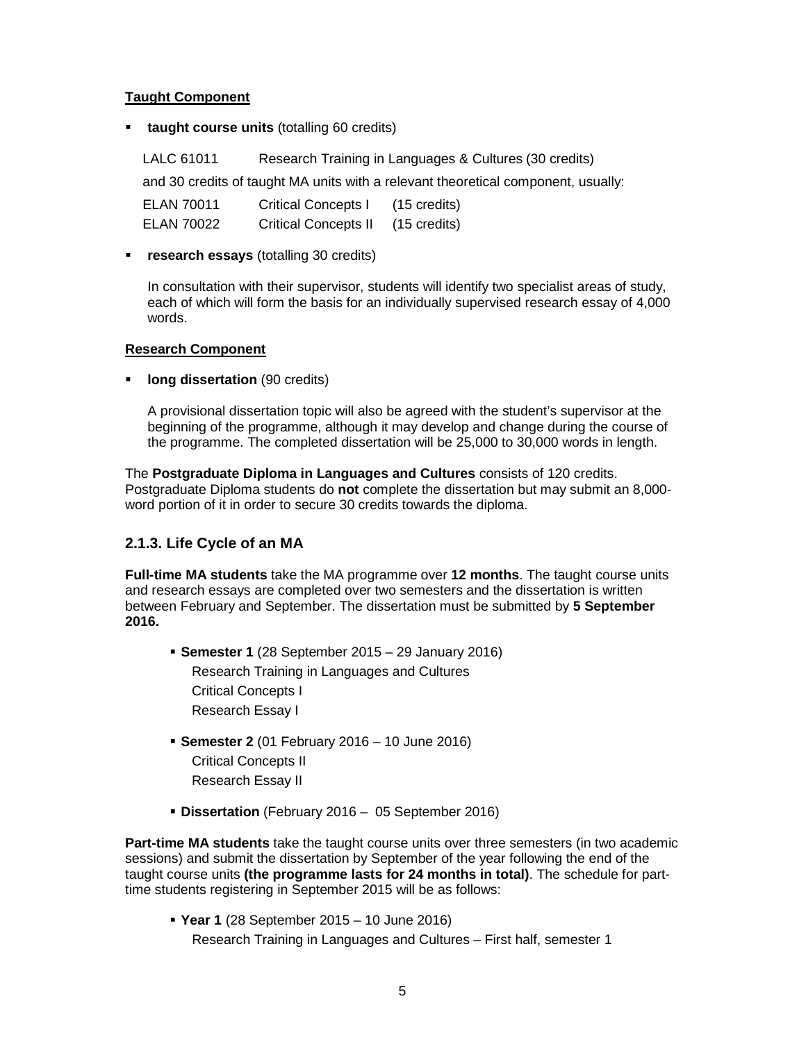**Taught Component**

- **taught course units** (totalling 60 credits)

  LALC 61011 Research Training in Languages & Cultures (30 credits)

  and 30 credits of taught MA units with a relevant theoretical component, usually:

  | | | |
  |---|---|---|
  | ELAN 70011 | Critical Concepts I | (15 credits) |
  | ELAN 70022 | Critical Concepts II | (15 credits) |

- **research essays** (totalling 30 credits)

  In consultation with their supervisor, students will identify two specialist areas of study, each of which will form the basis for an individually supervised research essay of 4,000 words.

**Research Component**

- **long dissertation** (90 credits)

  A provisional dissertation topic will also be agreed with the student's supervisor at the beginning of the programme, although it may develop and change during the course of the programme. The completed dissertation will be 25,000 to 30,000 words in length.

The **Postgraduate Diploma in Languages and Cultures** consists of 120 credits. Postgraduate Diploma students do **not** complete the dissertation but may submit an 8,000-word portion of it in order to secure 30 credits towards the diploma.

### 2.1.3. Life Cycle of an MA

**Full-time MA students** take the MA programme over **12 months**. The taught course units and research essays are completed over two semesters and the dissertation is written between February and September. The dissertation must be submitted by **5 September 2016.**

- **Semester 1** (28 September 2015 – 29 January 2016)
  Research Training in Languages and Cultures
  Critical Concepts I
  Research Essay I

- **Semester 2** (01 February 2016 – 10 June 2016)
  Critical Concepts II
  Research Essay II

- **Dissertation** (February 2016 – 05 September 2016)

**Part-time MA students** take the taught course units over three semesters (in two academic sessions) and submit the dissertation by September of the year following the end of the taught course units **(the programme lasts for 24 months in total)**. The schedule for part-time students registering in September 2015 will be as follows:

- **Year 1** (28 September 2015 – 10 June 2016)
  Research Training in Languages and Cultures – First half, semester 1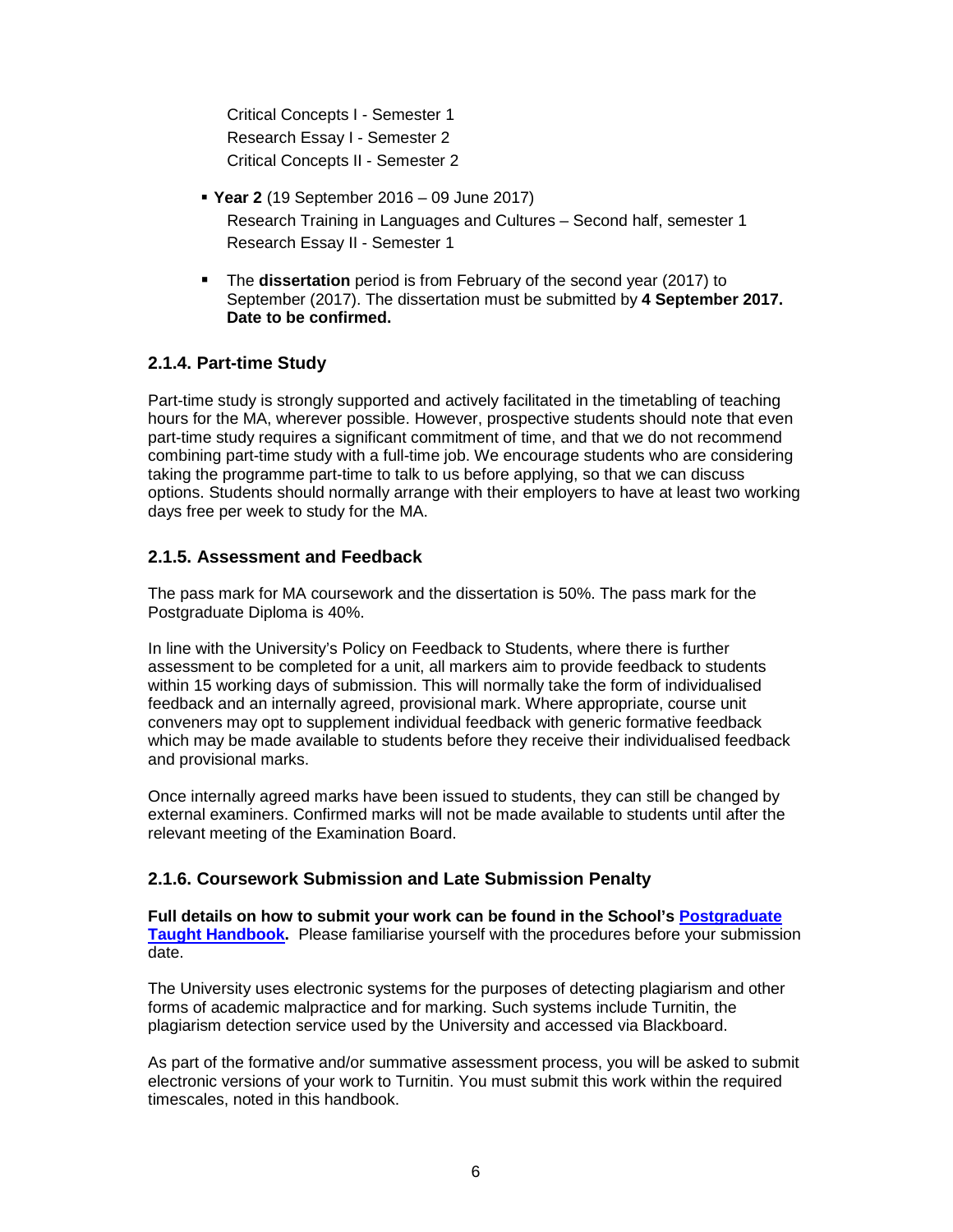Critical Concepts I - Semester 1
Research Essay I - Semester 2
Critical Concepts II - Semester 2

- **Year 2** (19 September 2016 – 09 June 2017)
  Research Training in Languages and Cultures – Second half, semester 1
  Research Essay II - Semester 1

- The **dissertation** period is from February of the second year (2017) to September (2017). The dissertation must be submitted by **4 September 2017. Date to be confirmed.**

### 2.1.4. Part-time Study

Part-time study is strongly supported and actively facilitated in the timetabling of teaching hours for the MA, wherever possible. However, prospective students should note that even part-time study requires a significant commitment of time, and that we do not recommend combining part-time study with a full-time job. We encourage students who are considering taking the programme part-time to talk to us before applying, so that we can discuss options. Students should normally arrange with their employers to have at least two working days free per week to study for the MA.

### 2.1.5. Assessment and Feedback

The pass mark for MA coursework and the dissertation is 50%. The pass mark for the Postgraduate Diploma is 40%.

In line with the University's Policy on Feedback to Students, where there is further assessment to be completed for a unit, all markers aim to provide feedback to students within 15 working days of submission. This will normally take the form of individualised feedback and an internally agreed, provisional mark. Where appropriate, course unit conveners may opt to supplement individual feedback with generic formative feedback which may be made available to students before they receive their individualised feedback and provisional marks.

Once internally agreed marks have been issued to students, they can still be changed by external examiners. Confirmed marks will not be made available to students until after the relevant meeting of the Examination Board.

### 2.1.6. Coursework Submission and Late Submission Penalty

**Full details on how to submit your work can be found in the School's Postgraduate Taught Handbook.** Please familiarise yourself with the procedures before your submission date.

The University uses electronic systems for the purposes of detecting plagiarism and other forms of academic malpractice and for marking. Such systems include Turnitin, the plagiarism detection service used by the University and accessed via Blackboard.

As part of the formative and/or summative assessment process, you will be asked to submit electronic versions of your work to Turnitin. You must submit this work within the required timescales, noted in this handbook.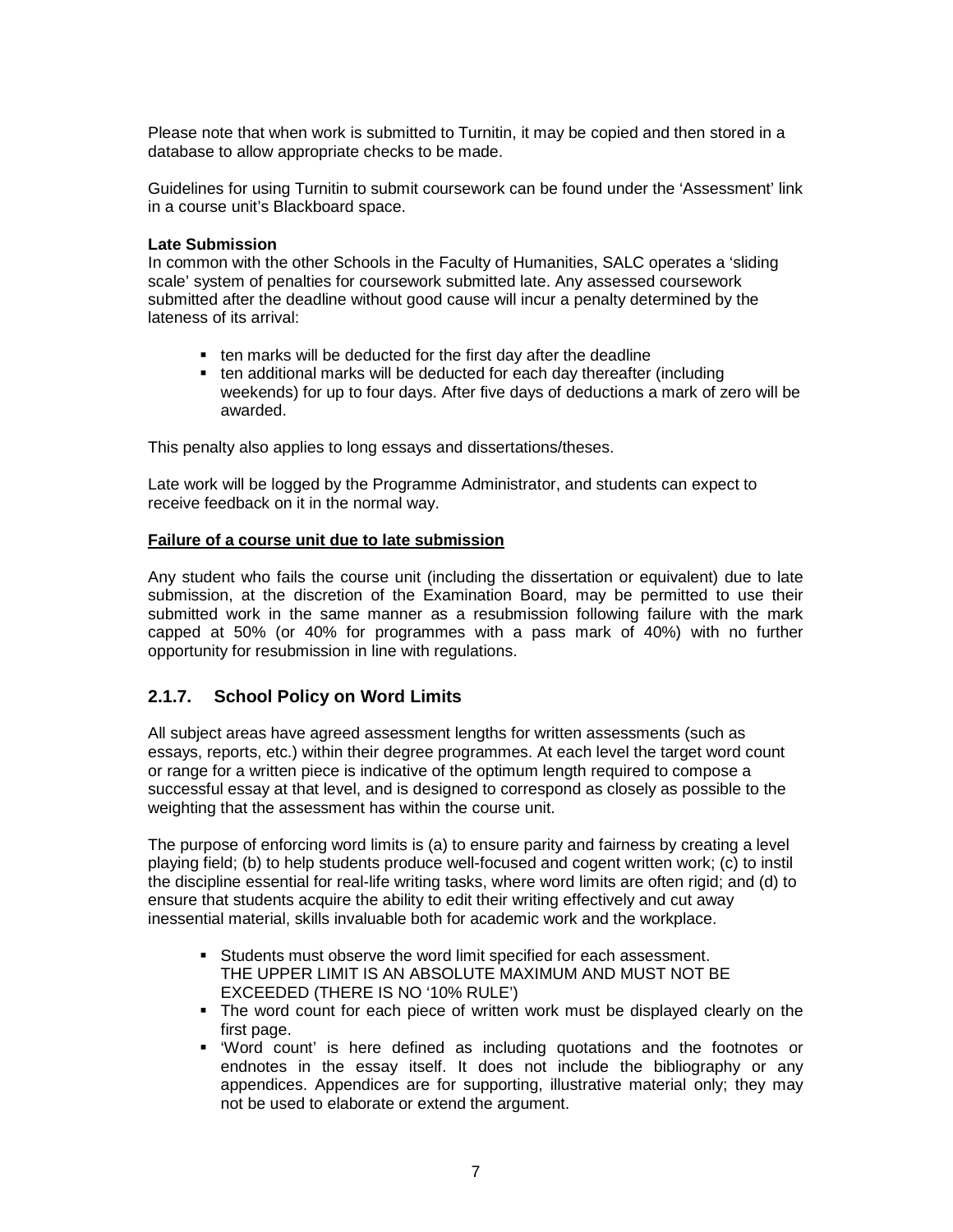Please note that when work is submitted to Turnitin, it may be copied and then stored in a database to allow appropriate checks to be made.

Guidelines for using Turnitin to submit coursework can be found under the 'Assessment' link in a course unit's Blackboard space.

**Late Submission**
In common with the other Schools in the Faculty of Humanities, SALC operates a 'sliding scale' system of penalties for coursework submitted late. Any assessed coursework submitted after the deadline without good cause will incur a penalty determined by the lateness of its arrival:

- ten marks will be deducted for the first day after the deadline
- ten additional marks will be deducted for each day thereafter (including weekends) for up to four days. After five days of deductions a mark of zero will be awarded.

This penalty also applies to long essays and dissertations/theses.

Late work will be logged by the Programme Administrator, and students can expect to receive feedback on it in the normal way.

**Failure of a course unit due to late submission**

Any student who fails the course unit (including the dissertation or equivalent) due to late submission, at the discretion of the Examination Board, may be permitted to use their submitted work in the same manner as a resubmission following failure with the mark capped at 50% (or 40% for programmes with a pass mark of 40%) with no further opportunity for resubmission in line with regulations.

### 2.1.7. School Policy on Word Limits

All subject areas have agreed assessment lengths for written assessments (such as essays, reports, etc.) within their degree programmes. At each level the target word count or range for a written piece is indicative of the optimum length required to compose a successful essay at that level, and is designed to correspond as closely as possible to the weighting that the assessment has within the course unit.

The purpose of enforcing word limits is (a) to ensure parity and fairness by creating a level playing field; (b) to help students produce well-focused and cogent written work; (c) to instil the discipline essential for real-life writing tasks, where word limits are often rigid; and (d) to ensure that students acquire the ability to edit their writing effectively and cut away inessential material, skills invaluable both for academic work and the workplace.

- Students must observe the word limit specified for each assessment. THE UPPER LIMIT IS AN ABSOLUTE MAXIMUM AND MUST NOT BE EXCEEDED (THERE IS NO '10% RULE')
- The word count for each piece of written work must be displayed clearly on the first page.
- 'Word count' is here defined as including quotations and the footnotes or endnotes in the essay itself. It does not include the bibliography or any appendices. Appendices are for supporting, illustrative material only; they may not be used to elaborate or extend the argument.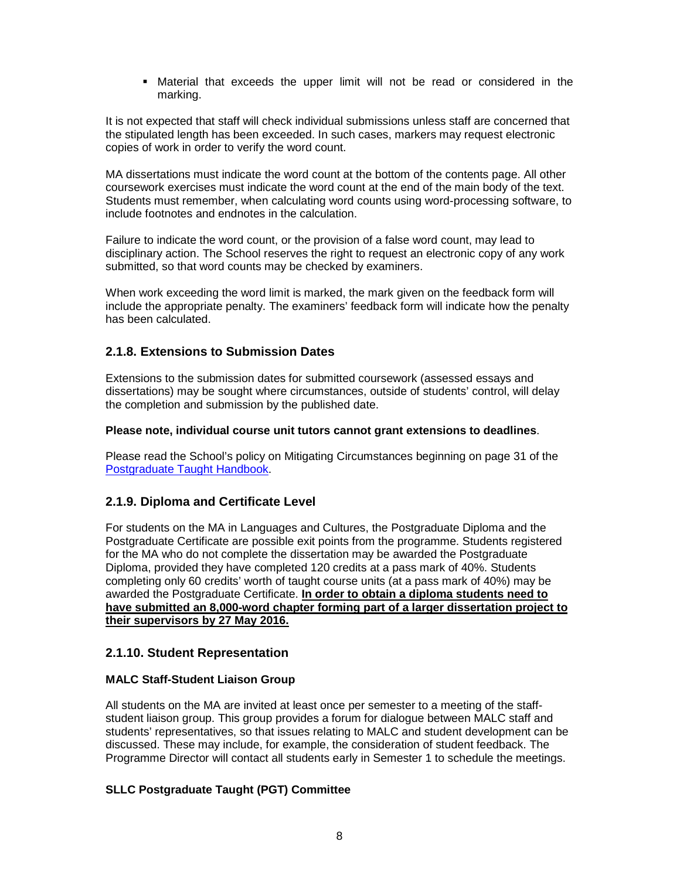- Material that exceeds the upper limit will not be read or considered in the marking.

It is not expected that staff will check individual submissions unless staff are concerned that the stipulated length has been exceeded. In such cases, markers may request electronic copies of work in order to verify the word count.

MA dissertations must indicate the word count at the bottom of the contents page. All other coursework exercises must indicate the word count at the end of the main body of the text. Students must remember, when calculating word counts using word-processing software, to include footnotes and endnotes in the calculation.

Failure to indicate the word count, or the provision of a false word count, may lead to disciplinary action. The School reserves the right to request an electronic copy of any work submitted, so that word counts may be checked by examiners.

When work exceeding the word limit is marked, the mark given on the feedback form will include the appropriate penalty. The examiners' feedback form will indicate how the penalty has been calculated.

### 2.1.8. Extensions to Submission Dates

Extensions to the submission dates for submitted coursework (assessed essays and dissertations) may be sought where circumstances, outside of students' control, will delay the completion and submission by the published date.

**Please note, individual course unit tutors cannot grant extensions to deadlines**.

Please read the School's policy on Mitigating Circumstances beginning on page 31 of the [Postgraduate Taught Handbook](Postgraduate Taught Handbook).

### 2.1.9. Diploma and Certificate Level

For students on the MA in Languages and Cultures, the Postgraduate Diploma and the Postgraduate Certificate are possible exit points from the programme. Students registered for the MA who do not complete the dissertation may be awarded the Postgraduate Diploma, provided they have completed 120 credits at a pass mark of 40%. Students completing only 60 credits' worth of taught course units (at a pass mark of 40%) may be awarded the Postgraduate Certificate. **In order to obtain a diploma students need to have submitted an 8,000-word chapter forming part of a larger dissertation project to their supervisors by 27 May 2016.**

### 2.1.10. Student Representation

**MALC Staff-Student Liaison Group**

All students on the MA are invited at least once per semester to a meeting of the staff-student liaison group. This group provides a forum for dialogue between MALC staff and students' representatives, so that issues relating to MALC and student development can be discussed. These may include, for example, the consideration of student feedback. The Programme Director will contact all students early in Semester 1 to schedule the meetings.

**SLLC Postgraduate Taught (PGT) Committee**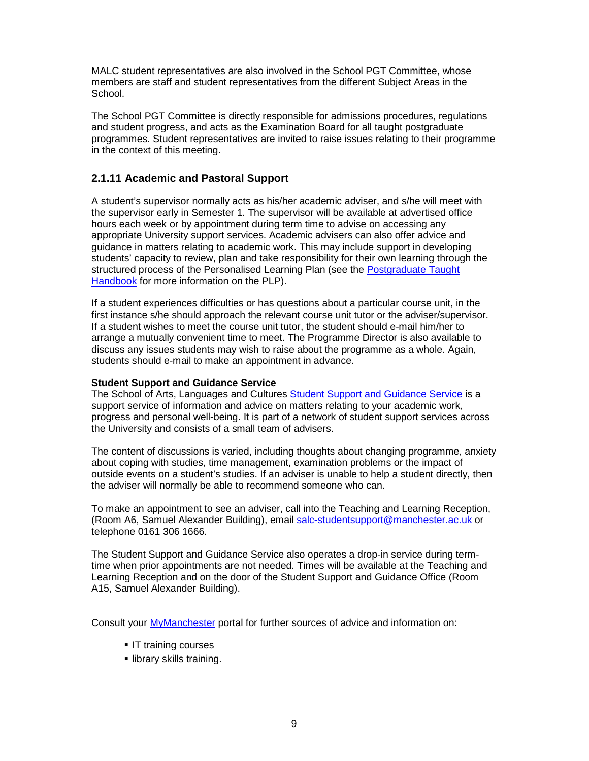MALC student representatives are also involved in the School PGT Committee, whose members are staff and student representatives from the different Subject Areas in the School.

The School PGT Committee is directly responsible for admissions procedures, regulations and student progress, and acts as the Examination Board for all taught postgraduate programmes. Student representatives are invited to raise issues relating to their programme in the context of this meeting.

### 2.1.11 Academic and Pastoral Support

A student's supervisor normally acts as his/her academic adviser, and s/he will meet with the supervisor early in Semester 1. The supervisor will be available at advertised office hours each week or by appointment during term time to advise on accessing any appropriate University support services. Academic advisers can also offer advice and guidance in matters relating to academic work. This may include support in developing students' capacity to review, plan and take responsibility for their own learning through the structured process of the Personalised Learning Plan (see the Postgraduate Taught Handbook for more information on the PLP).

If a student experiences difficulties or has questions about a particular course unit, in the first instance s/he should approach the relevant course unit tutor or the adviser/supervisor. If a student wishes to meet the course unit tutor, the student should e-mail him/her to arrange a mutually convenient time to meet. The Programme Director is also available to discuss any issues students may wish to raise about the programme as a whole. Again, students should e-mail to make an appointment in advance.

**Student Support and Guidance Service**

The School of Arts, Languages and Cultures Student Support and Guidance Service is a support service of information and advice on matters relating to your academic work, progress and personal well-being. It is part of a network of student support services across the University and consists of a small team of advisers.

The content of discussions is varied, including thoughts about changing programme, anxiety about coping with studies, time management, examination problems or the impact of outside events on a student's studies. If an adviser is unable to help a student directly, then the adviser will normally be able to recommend someone who can.

To make an appointment to see an adviser, call into the Teaching and Learning Reception, (Room A6, Samuel Alexander Building), email salc-studentsupport@manchester.ac.uk or telephone 0161 306 1666.

The Student Support and Guidance Service also operates a drop-in service during term-time when prior appointments are not needed. Times will be available at the Teaching and Learning Reception and on the door of the Student Support and Guidance Office (Room A15, Samuel Alexander Building).

Consult your MyManchester portal for further sources of advice and information on:

- IT training courses
- library skills training.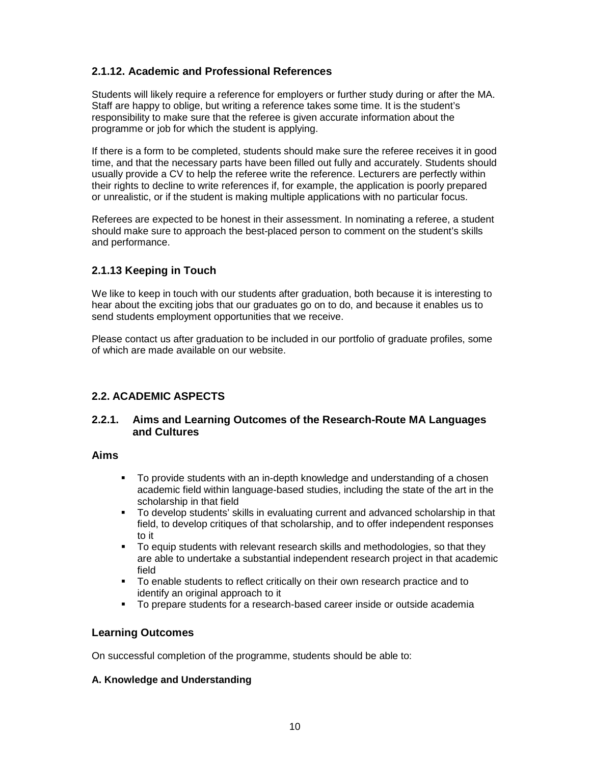### 2.1.12. Academic and Professional References

Students will likely require a reference for employers or further study during or after the MA. Staff are happy to oblige, but writing a reference takes some time. It is the student's responsibility to make sure that the referee is given accurate information about the programme or job for which the student is applying.

If there is a form to be completed, students should make sure the referee receives it in good time, and that the necessary parts have been filled out fully and accurately. Students should usually provide a CV to help the referee write the reference. Lecturers are perfectly within their rights to decline to write references if, for example, the application is poorly prepared or unrealistic, or if the student is making multiple applications with no particular focus.

Referees are expected to be honest in their assessment. In nominating a referee, a student should make sure to approach the best-placed person to comment on the student's skills and performance.

### 2.1.13 Keeping in Touch

We like to keep in touch with our students after graduation, both because it is interesting to hear about the exciting jobs that our graduates go on to do, and because it enables us to send students employment opportunities that we receive.

Please contact us after graduation to be included in our portfolio of graduate profiles, some of which are made available on our website.

## 2.2. ACADEMIC ASPECTS

### 2.2.1. Aims and Learning Outcomes of the Research-Route MA Languages and Cultures

#### Aims

- To provide students with an in-depth knowledge and understanding of a chosen academic field within language-based studies, including the state of the art in the scholarship in that field
- To develop students' skills in evaluating current and advanced scholarship in that field, to develop critiques of that scholarship, and to offer independent responses to it
- To equip students with relevant research skills and methodologies, so that they are able to undertake a substantial independent research project in that academic field
- To enable students to reflect critically on their own research practice and to identify an original approach to it
- To prepare students for a research-based career inside or outside academia

#### Learning Outcomes

On successful completion of the programme, students should be able to:

**A. Knowledge and Understanding**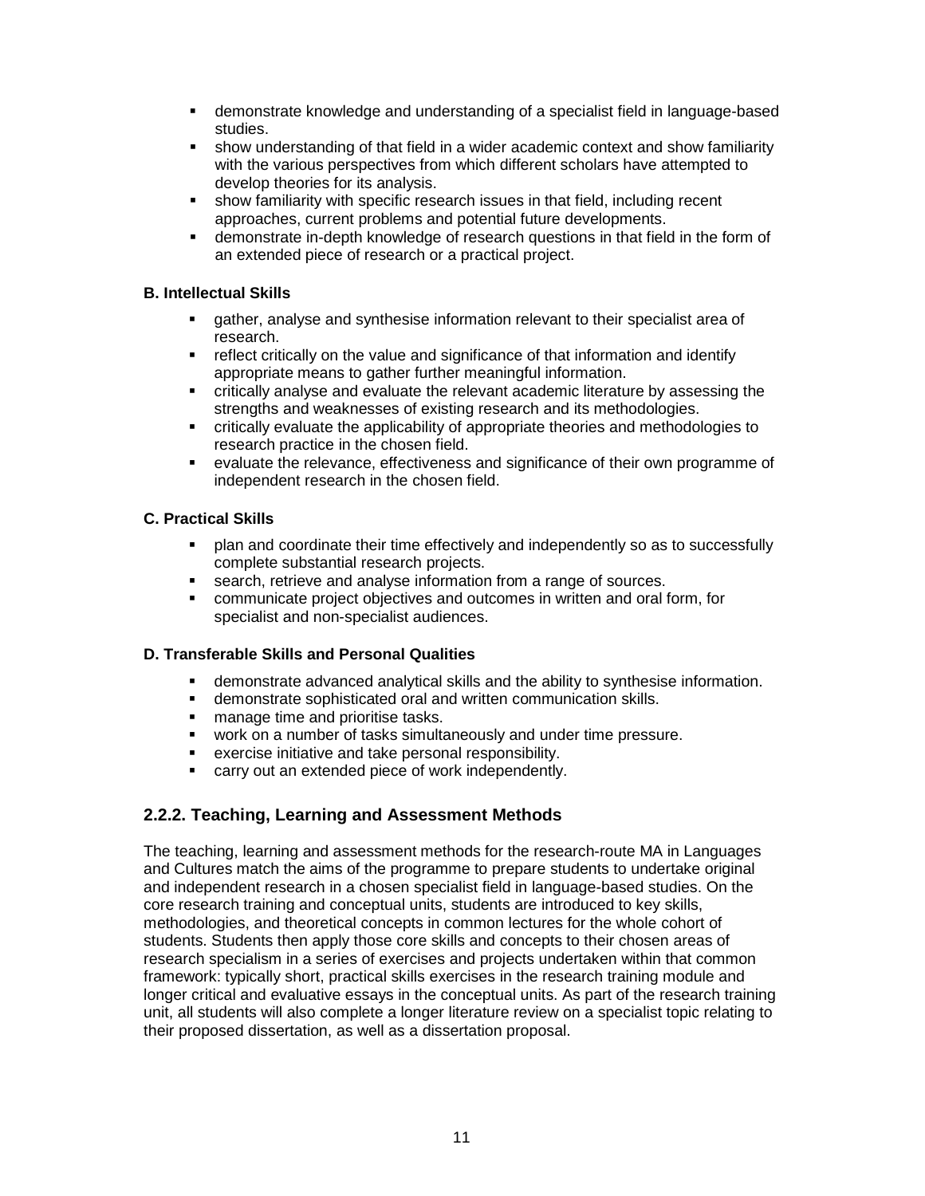- demonstrate knowledge and understanding of a specialist field in language-based studies.
- show understanding of that field in a wider academic context and show familiarity with the various perspectives from which different scholars have attempted to develop theories for its analysis.
- show familiarity with specific research issues in that field, including recent approaches, current problems and potential future developments.
- demonstrate in-depth knowledge of research questions in that field in the form of an extended piece of research or a practical project.

**B. Intellectual Skills**

- gather, analyse and synthesise information relevant to their specialist area of research.
- reflect critically on the value and significance of that information and identify appropriate means to gather further meaningful information.
- critically analyse and evaluate the relevant academic literature by assessing the strengths and weaknesses of existing research and its methodologies.
- critically evaluate the applicability of appropriate theories and methodologies to research practice in the chosen field.
- evaluate the relevance, effectiveness and significance of their own programme of independent research in the chosen field.

**C. Practical Skills**

- plan and coordinate their time effectively and independently so as to successfully complete substantial research projects.
- search, retrieve and analyse information from a range of sources.
- communicate project objectives and outcomes in written and oral form, for specialist and non-specialist audiences.

**D. Transferable Skills and Personal Qualities**

- demonstrate advanced analytical skills and the ability to synthesise information.
- demonstrate sophisticated oral and written communication skills.
- manage time and prioritise tasks.
- work on a number of tasks simultaneously and under time pressure.
- exercise initiative and take personal responsibility.
- carry out an extended piece of work independently.

### 2.2.2. Teaching, Learning and Assessment Methods

The teaching, learning and assessment methods for the research-route MA in Languages and Cultures match the aims of the programme to prepare students to undertake original and independent research in a chosen specialist field in language-based studies. On the core research training and conceptual units, students are introduced to key skills, methodologies, and theoretical concepts in common lectures for the whole cohort of students. Students then apply those core skills and concepts to their chosen areas of research specialism in a series of exercises and projects undertaken within that common framework: typically short, practical skills exercises in the research training module and longer critical and evaluative essays in the conceptual units. As part of the research training unit, all students will also complete a longer literature review on a specialist topic relating to their proposed dissertation, as well as a dissertation proposal.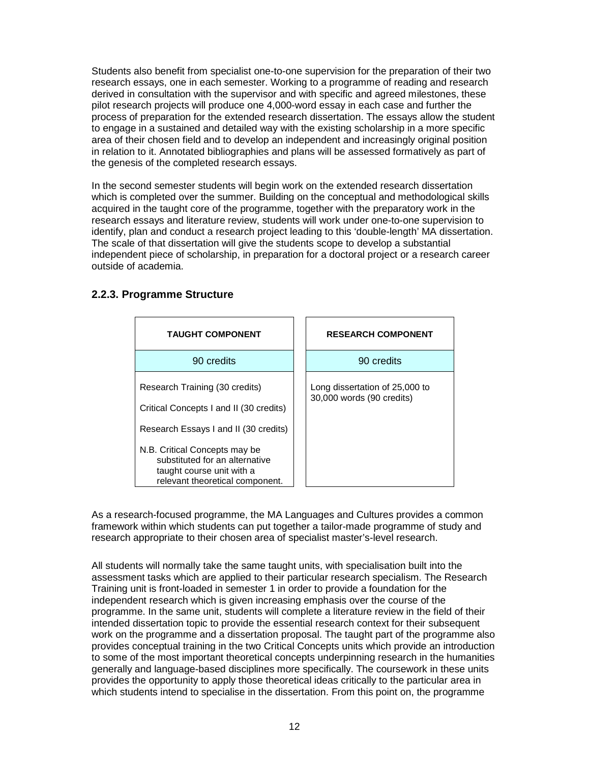Students also benefit from specialist one-to-one supervision for the preparation of their two research essays, one in each semester. Working to a programme of reading and research derived in consultation with the supervisor and with specific and agreed milestones, these pilot research projects will produce one 4,000-word essay in each case and further the process of preparation for the extended research dissertation. The essays allow the student to engage in a sustained and detailed way with the existing scholarship in a more specific area of their chosen field and to develop an independent and increasingly original position in relation to it. Annotated bibliographies and plans will be assessed formatively as part of the genesis of the completed research essays.

In the second semester students will begin work on the extended research dissertation which is completed over the summer. Building on the conceptual and methodological skills acquired in the taught core of the programme, together with the preparatory work in the research essays and literature review, students will work under one-to-one supervision to identify, plan and conduct a research project leading to this 'double-length' MA dissertation. The scale of that dissertation will give the students scope to develop a substantial independent piece of scholarship, in preparation for a doctoral project or a research career outside of academia.

### 2.2.3. Programme Structure

| TAUGHT COMPONENT | RESEARCH COMPONENT |
|---|---|
| 90 credits | 90 credits |
| Research Training (30 credits)<br><br>Critical Concepts I and II (30 credits)<br><br>Research Essays I and II (30 credits)<br><br>N.B. Critical Concepts may be substituted for an alternative taught course unit with a relevant theoretical component. | Long dissertation of 25,000 to 30,000 words (90 credits) |

As a research-focused programme, the MA Languages and Cultures provides a common framework within which students can put together a tailor-made programme of study and research appropriate to their chosen area of specialist master's-level research.

All students will normally take the same taught units, with specialisation built into the assessment tasks which are applied to their particular research specialism. The Research Training unit is front-loaded in semester 1 in order to provide a foundation for the independent research which is given increasing emphasis over the course of the programme. In the same unit, students will complete a literature review in the field of their intended dissertation topic to provide the essential research context for their subsequent work on the programme and a dissertation proposal. The taught part of the programme also provides conceptual training in the two Critical Concepts units which provide an introduction to some of the most important theoretical concepts underpinning research in the humanities generally and language-based disciplines more specifically. The coursework in these units provides the opportunity to apply those theoretical ideas critically to the particular area in which students intend to specialise in the dissertation. From this point on, the programme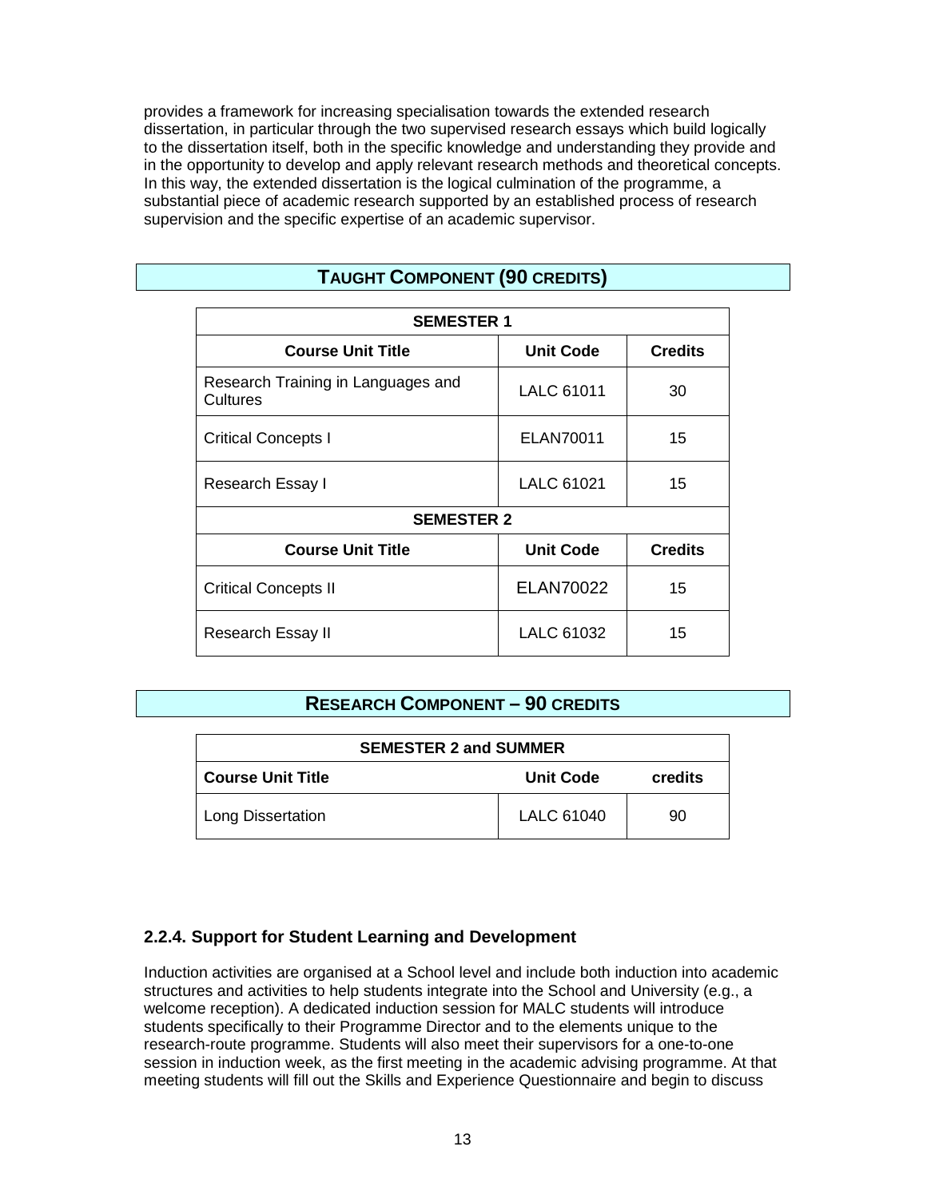provides a framework for increasing specialisation towards the extended research dissertation, in particular through the two supervised research essays which build logically to the dissertation itself, both in the specific knowledge and understanding they provide and in the opportunity to develop and apply relevant research methods and theoretical concepts. In this way, the extended dissertation is the logical culmination of the programme, a substantial piece of academic research supported by an established process of research supervision and the specific expertise of an academic supervisor.

## TAUGHT COMPONENT (90 CREDITS)

| SEMESTER 1 | | |
|---|---|---|
| **Course Unit Title** | **Unit Code** | **Credits** |
| Research Training in Languages and Cultures | LALC 61011 | 30 |
| Critical Concepts I | ELAN70011 | 15 |
| Research Essay I | LALC 61021 | 15 |
| **SEMESTER 2** | | |
| **Course Unit Title** | **Unit Code** | **Credits** |
| Critical Concepts II | ELAN70022 | 15 |
| Research Essay II | LALC 61032 | 15 |

## RESEARCH COMPONENT – 90 CREDITS

| SEMESTER 2 and SUMMER | | |
|---|---|---|
| **Course Unit Title** | **Unit Code** | **credits** |
| Long Dissertation | LALC 61040 | 90 |

### 2.2.4. Support for Student Learning and Development

Induction activities are organised at a School level and include both induction into academic structures and activities to help students integrate into the School and University (e.g., a welcome reception). A dedicated induction session for MALC students will introduce students specifically to their Programme Director and to the elements unique to the research-route programme. Students will also meet their supervisors for a one-to-one session in induction week, as the first meeting in the academic advising programme. At that meeting students will fill out the Skills and Experience Questionnaire and begin to discuss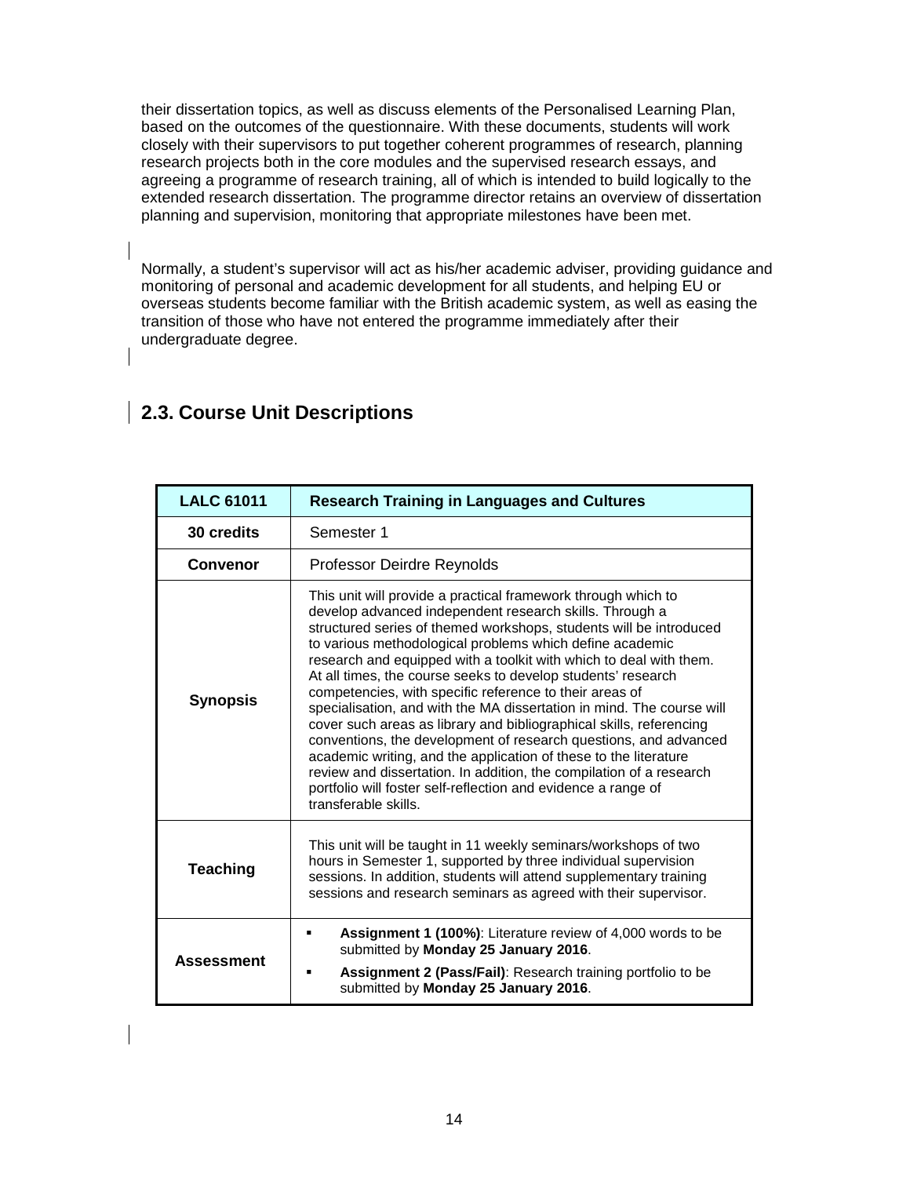their dissertation topics, as well as discuss elements of the Personalised Learning Plan, based on the outcomes of the questionnaire. With these documents, students will work closely with their supervisors to put together coherent programmes of research, planning research projects both in the core modules and the supervised research essays, and agreeing a programme of research training, all of which is intended to build logically to the extended research dissertation. The programme director retains an overview of dissertation planning and supervision, monitoring that appropriate milestones have been met.

Normally, a student's supervisor will act as his/her academic adviser, providing guidance and monitoring of personal and academic development for all students, and helping EU or overseas students become familiar with the British academic system, as well as easing the transition of those who have not entered the programme immediately after their undergraduate degree.

## 2.3. Course Unit Descriptions

| **LALC 61011** | **Research Training in Languages and Cultures** |
|---|---|
| **30 credits** | Semester 1 |
| **Convenor** | Professor Deirdre Reynolds |
| **Synopsis** | This unit will provide a practical framework through which to develop advanced independent research skills. Through a structured series of themed workshops, students will be introduced to various methodological problems which define academic research and equipped with a toolkit with which to deal with them. At all times, the course seeks to develop students' research competencies, with specific reference to their areas of specialisation, and with the MA dissertation in mind. The course will cover such areas as library and bibliographical skills, referencing conventions, the development of research questions, and advanced academic writing, and the application of these to the literature review and dissertation. In addition, the compilation of a research portfolio will foster self-reflection and evidence a range of transferable skills. |
| **Teaching** | This unit will be taught in 11 weekly seminars/workshops of two hours in Semester 1, supported by three individual supervision sessions. In addition, students will attend supplementary training sessions and research seminars as agreed with their supervisor. |
| **Assessment** | ▪ **Assignment 1 (100%)**: Literature review of 4,000 words to be submitted by **Monday 25 January 2016**. <br> ▪ **Assignment 2 (Pass/Fail)**: Research training portfolio to be submitted by **Monday 25 January 2016**. |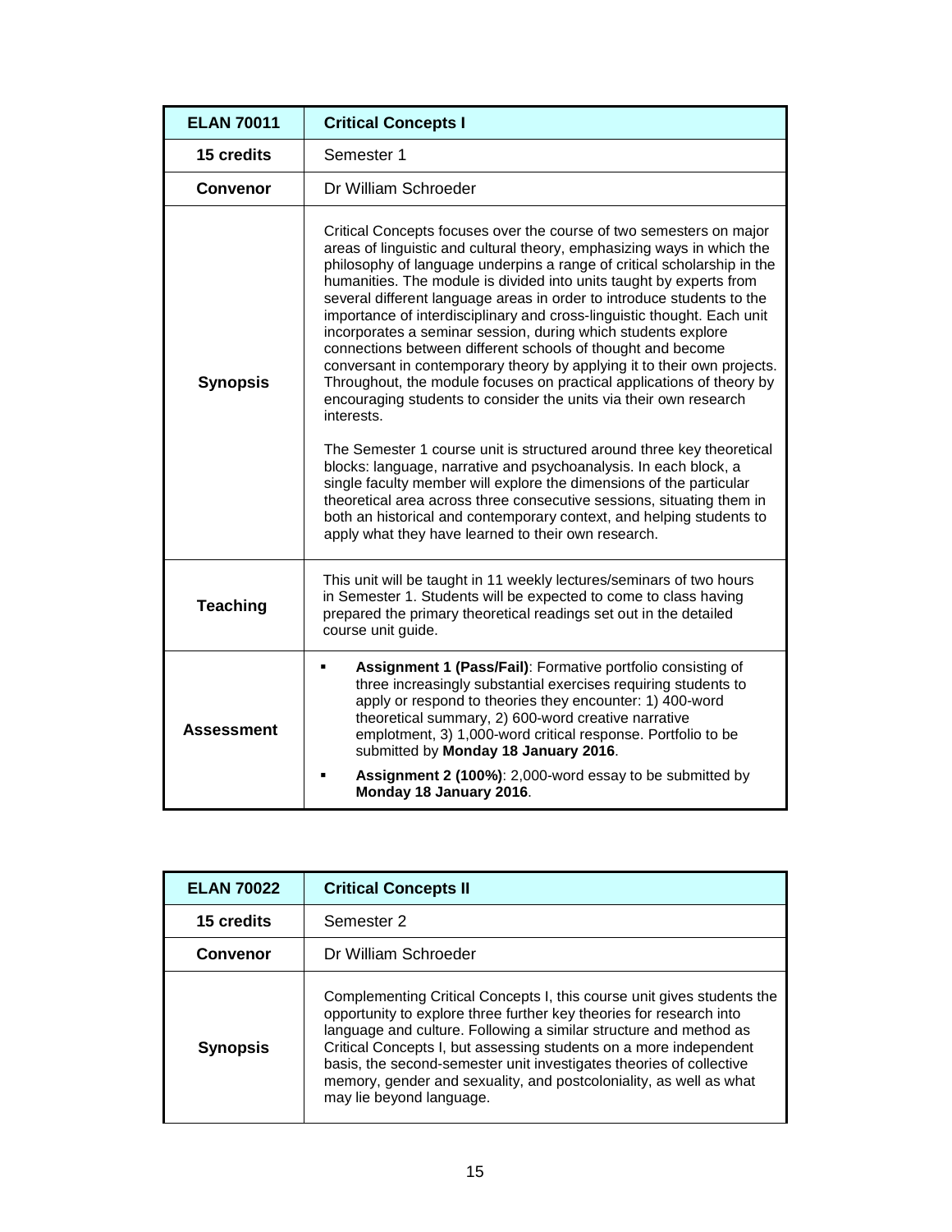| ELAN 70011 | Critical Concepts I |
|---|---|
| **15 credits** | Semester 1 |
| **Convenor** | Dr William Schroeder |
| **Synopsis** | Critical Concepts focuses over the course of two semesters on major areas of linguistic and cultural theory, emphasizing ways in which the philosophy of language underpins a range of critical scholarship in the humanities. The module is divided into units taught by experts from several different language areas in order to introduce students to the importance of interdisciplinary and cross-linguistic thought. Each unit incorporates a seminar session, during which students explore connections between different schools of thought and become conversant in contemporary theory by applying it to their own projects. Throughout, the module focuses on practical applications of theory by encouraging students to consider the units via their own research interests.<br><br>The Semester 1 course unit is structured around three key theoretical blocks: language, narrative and psychoanalysis. In each block, a single faculty member will explore the dimensions of the particular theoretical area across three consecutive sessions, situating them in both an historical and contemporary context, and helping students to apply what they have learned to their own research. |
| **Teaching** | This unit will be taught in 11 weekly lectures/seminars of two hours in Semester 1. Students will be expected to come to class having prepared the primary theoretical readings set out in the detailed course unit guide. |
| **Assessment** | ▪ **Assignment 1 (Pass/Fail)**: Formative portfolio consisting of three increasingly substantial exercises requiring students to apply or respond to theories they encounter: 1) 400-word theoretical summary, 2) 600-word creative narrative emplotment, 3) 1,000-word critical response. Portfolio to be submitted by **Monday 18 January 2016**.<br>▪ **Assignment 2 (100%)**: 2,000-word essay to be submitted by **Monday 18 January 2016**. |

| ELAN 70022 | Critical Concepts II |
|---|---|
| **15 credits** | Semester 2 |
| **Convenor** | Dr William Schroeder |
| **Synopsis** | Complementing Critical Concepts I, this course unit gives students the opportunity to explore three further key theories for research into language and culture. Following a similar structure and method as Critical Concepts I, but assessing students on a more independent basis, the second-semester unit investigates theories of collective memory, gender and sexuality, and postcoloniality, as well as what may lie beyond language. |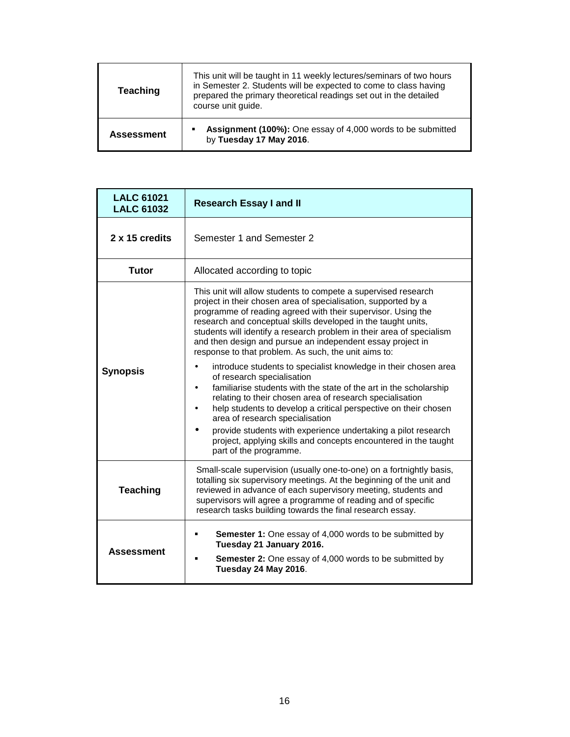| | |
|---|---|
| **Teaching** | This unit will be taught in 11 weekly lectures/seminars of two hours in Semester 2. Students will be expected to come to class having prepared the primary theoretical readings set out in the detailed course unit guide. |
| **Assessment** | ▪ **Assignment (100%):** One essay of 4,000 words to be submitted by **Tuesday 17 May 2016**. |

| **LALC 61021**<br>**LALC 61032** | **Research Essay I and II** |
|---|---|
| **2 x 15 credits** | Semester 1 and Semester 2 |
| **Tutor** | Allocated according to topic |
| **Synopsis** | This unit will allow students to compete a supervised research project in their chosen area of specialisation, supported by a programme of reading agreed with their supervisor. Using the research and conceptual skills developed in the taught units, students will identify a research problem in their area of specialism and then design and pursue an independent essay project in response to that problem. As such, the unit aims to:<br>• introduce students to specialist knowledge in their chosen area of research specialisation<br>• familiarise students with the state of the art in the scholarship relating to their chosen area of research specialisation<br>• help students to develop a critical perspective on their chosen area of research specialisation<br>• provide students with experience undertaking a pilot research project, applying skills and concepts encountered in the taught part of the programme. |
| **Teaching** | Small-scale supervision (usually one-to-one) on a fortnightly basis, totalling six supervisory meetings. At the beginning of the unit and reviewed in advance of each supervisory meeting, students and supervisors will agree a programme of reading and of specific research tasks building towards the final research essay. |
| **Assessment** | ▪ **Semester 1:** One essay of 4,000 words to be submitted by **Tuesday 21 January 2016.**<br>▪ **Semester 2:** One essay of 4,000 words to be submitted by **Tuesday 24 May 2016**. |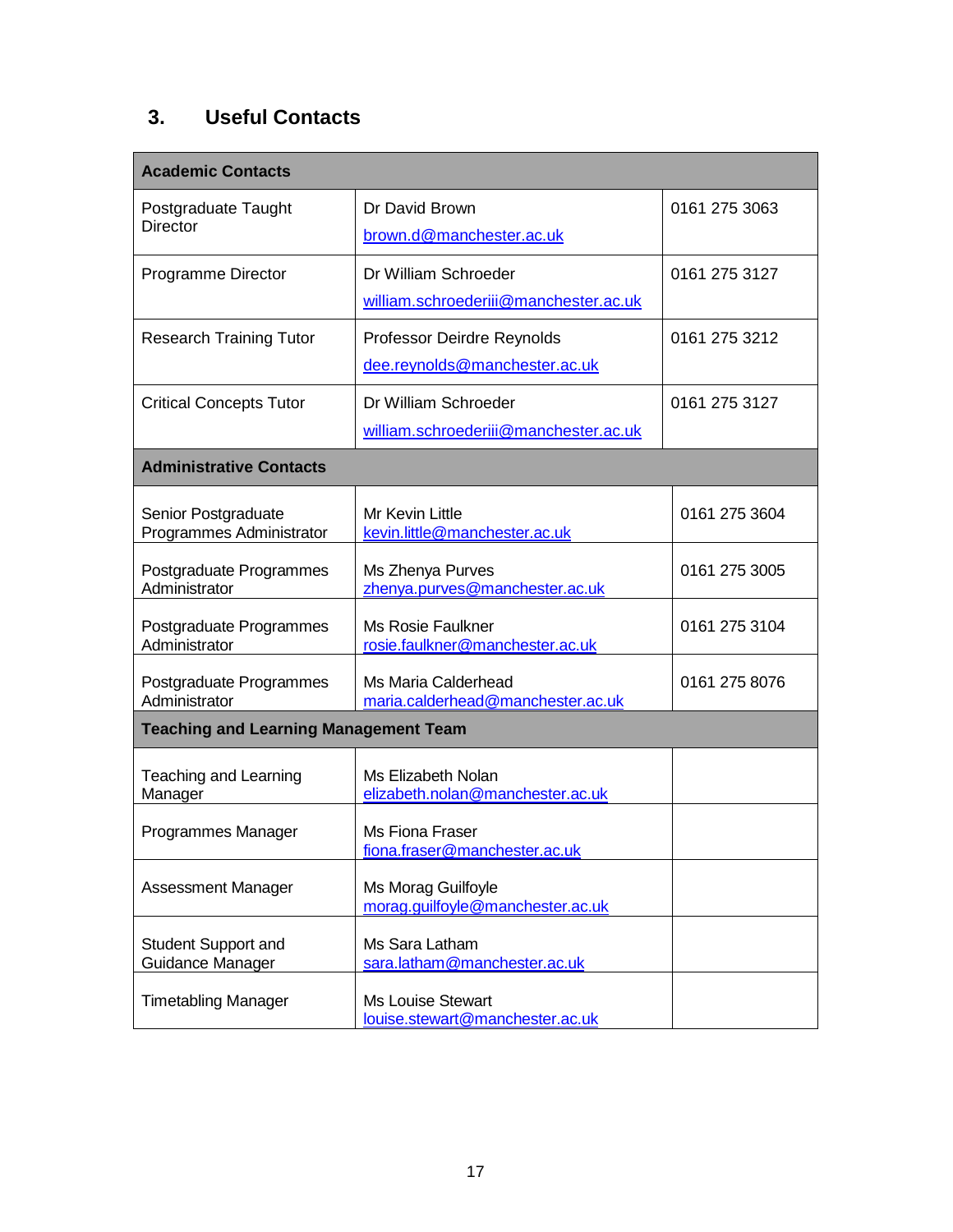## 3. Useful Contacts

| | | |
|---|---|---|
| **Academic Contacts** | | |
| Postgraduate Taught Director | Dr David Brown<br>brown.d@manchester.ac.uk | 0161 275 3063 |
| Programme Director | Dr William Schroeder<br>william.schroederiii@manchester.ac.uk | 0161 275 3127 |
| Research Training Tutor | Professor Deirdre Reynolds<br>dee.reynolds@manchester.ac.uk | 0161 275 3212 |
| Critical Concepts Tutor | Dr William Schroeder<br>william.schroederiii@manchester.ac.uk | 0161 275 3127 |
| **Administrative Contacts** | | |
| Senior Postgraduate Programmes Administrator | Mr Kevin Little<br>kevin.little@manchester.ac.uk | 0161 275 3604 |
| Postgraduate Programmes Administrator | Ms Zhenya Purves<br>zhenya.purves@manchester.ac.uk | 0161 275 3005 |
| Postgraduate Programmes Administrator | Ms Rosie Faulkner<br>rosie.faulkner@manchester.ac.uk | 0161 275 3104 |
| Postgraduate Programmes Administrator | Ms Maria Calderhead<br>maria.calderhead@manchester.ac.uk | 0161 275 8076 |
| **Teaching and Learning Management Team** | | |
| Teaching and Learning Manager | Ms Elizabeth Nolan<br>elizabeth.nolan@manchester.ac.uk | |
| Programmes Manager | Ms Fiona Fraser<br>fiona.fraser@manchester.ac.uk | |
| Assessment Manager | Ms Morag Guilfoyle<br>morag.guilfoyle@manchester.ac.uk | |
| Student Support and Guidance Manager | Ms Sara Latham<br>sara.latham@manchester.ac.uk | |
| Timetabling Manager | Ms Louise Stewart<br>louise.stewart@manchester.ac.uk | |